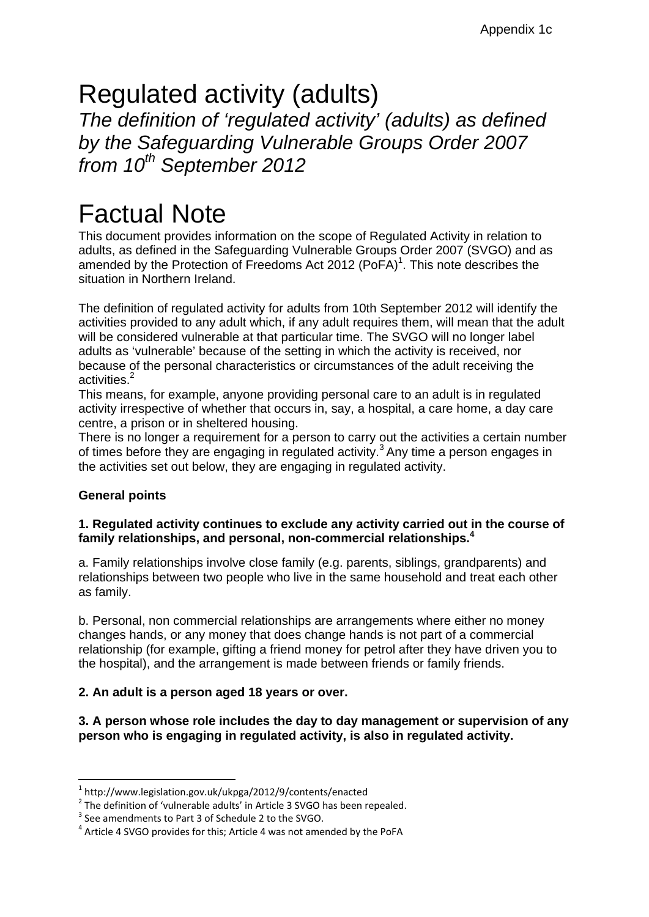Appendix 1c

# Regulated activity (adults)

*The definition of 'regulated activity' (adults) as defined by the Safeguarding Vulnerable Groups Order 2007 from 10th September 2012*

# Factual Note

This document provides information on the scope of Regulated Activity in relation to adults, as defined in the Safeguarding Vulnerable Groups Order 2007 (SVGO) and as amended by the Protection of Freedoms Act 2012 (PoFA)[1]. This note describes the situation in Northern Ireland.

The definition of regulated activity for adults from 10th September 2012 will identify the activities provided to any adult which, if any adult requires them, will mean that the adult will be considered vulnerable at that particular time. The SVGO will no longer label adults as 'vulnerable' because of the setting in which the activity is received, nor because of the personal characteristics or circumstances of the adult receiving the activities.[2]

This means, for example, anyone providing personal care to an adult is in regulated activity irrespective of whether that occurs in, say, a hospital, a care home, a day care centre, a prison or in sheltered housing.

There is no longer a requirement for a person to carry out the activities a certain number of times before they are engaging in regulated activity.[3] Any time a person engages in the activities set out below, they are engaging in regulated activity.

**General points**

**1. Regulated activity continues to exclude any activity carried out in the course of family relationships, and personal, non-commercial relationships.[4]**

a. Family relationships involve close family (e.g. parents, siblings, grandparents) and relationships between two people who live in the same household and treat each other as family.

b. Personal, non commercial relationships are arrangements where either no money changes hands, or any money that does change hands is not part of a commercial relationship (for example, gifting a friend money for petrol after they have driven you to the hospital), and the arrangement is made between friends or family friends.

**2. An adult is a person aged 18 years or over.**

**3. A person whose role includes the day to day management or supervision of any person who is engaging in regulated activity, is also in regulated activity.**

---

[1] http://www.legislation.gov.uk/ukpga/2012/9/contents/enacted

[2] The definition of 'vulnerable adults' in Article 3 SVGO has been repealed.

[3] See amendments to Part 3 of Schedule 2 to the SVGO.

[4] Article 4 SVGO provides for this; Article 4 was not amended by the PoFA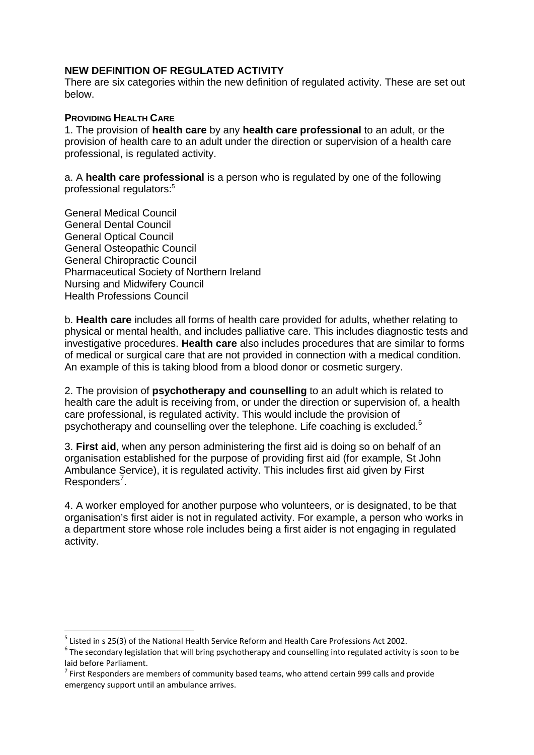## NEW DEFINITION OF REGULATED ACTIVITY

There are six categories within the new definition of regulated activity. These are set out below.

### PROVIDING HEALTH CARE

1. The provision of **health care** by any **health care professional** to an adult, or the provision of health care to an adult under the direction or supervision of a health care professional, is regulated activity.

a. A **health care professional** is a person who is regulated by one of the following professional regulators:[5]

General Medical Council
General Dental Council
General Optical Council
General Osteopathic Council
General Chiropractic Council
Pharmaceutical Society of Northern Ireland
Nursing and Midwifery Council
Health Professions Council

b. **Health care** includes all forms of health care provided for adults, whether relating to physical or mental health, and includes palliative care. This includes diagnostic tests and investigative procedures. **Health care** also includes procedures that are similar to forms of medical or surgical care that are not provided in connection with a medical condition. An example of this is taking blood from a blood donor or cosmetic surgery.

2. The provision of **psychotherapy and counselling** to an adult which is related to health care the adult is receiving from, or under the direction or supervision of, a health care professional, is regulated activity. This would include the provision of psychotherapy and counselling over the telephone. Life coaching is excluded.[6]

3. **First aid**, when any person administering the first aid is doing so on behalf of an organisation established for the purpose of providing first aid (for example, St John Ambulance Service), it is regulated activity. This includes first aid given by First Responders[7].

4. A worker employed for another purpose who volunteers, or is designated, to be that organisation's first aider is not in regulated activity. For example, a person who works in a department store whose role includes being a first aider is not engaging in regulated activity.

---

[5] Listed in s 25(3) of the National Health Service Reform and Health Care Professions Act 2002.

[6] The secondary legislation that will bring psychotherapy and counselling into regulated activity is soon to be laid before Parliament.

[7] First Responders are members of community based teams, who attend certain 999 calls and provide emergency support until an ambulance arrives.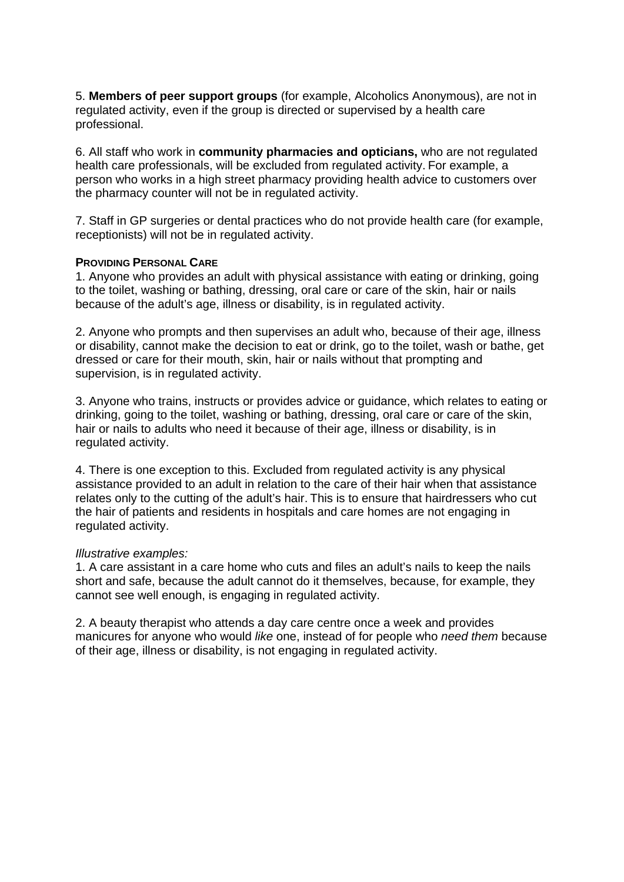5. **Members of peer support groups** (for example, Alcoholics Anonymous), are not in regulated activity, even if the group is directed or supervised by a health care professional.

6. All staff who work in **community pharmacies and opticians,** who are not regulated health care professionals, will be excluded from regulated activity. For example, a person who works in a high street pharmacy providing health advice to customers over the pharmacy counter will not be in regulated activity.

7. Staff in GP surgeries or dental practices who do not provide health care (for example, receptionists) will not be in regulated activity.

**PROVIDING PERSONAL CARE**

1. Anyone who provides an adult with physical assistance with eating or drinking, going to the toilet, washing or bathing, dressing, oral care or care of the skin, hair or nails because of the adult's age, illness or disability, is in regulated activity.

2. Anyone who prompts and then supervises an adult who, because of their age, illness or disability, cannot make the decision to eat or drink, go to the toilet, wash or bathe, get dressed or care for their mouth, skin, hair or nails without that prompting and supervision, is in regulated activity.

3. Anyone who trains, instructs or provides advice or guidance, which relates to eating or drinking, going to the toilet, washing or bathing, dressing, oral care or care of the skin, hair or nails to adults who need it because of their age, illness or disability, is in regulated activity.

4. There is one exception to this. Excluded from regulated activity is any physical assistance provided to an adult in relation to the care of their hair when that assistance relates only to the cutting of the adult's hair. This is to ensure that hairdressers who cut the hair of patients and residents in hospitals and care homes are not engaging in regulated activity.

*Illustrative examples:*

1. A care assistant in a care home who cuts and files an adult's nails to keep the nails short and safe, because the adult cannot do it themselves, because, for example, they cannot see well enough, is engaging in regulated activity.

2. A beauty therapist who attends a day care centre once a week and provides manicures for anyone who would *like* one, instead of for people who *need them* because of their age, illness or disability, is not engaging in regulated activity.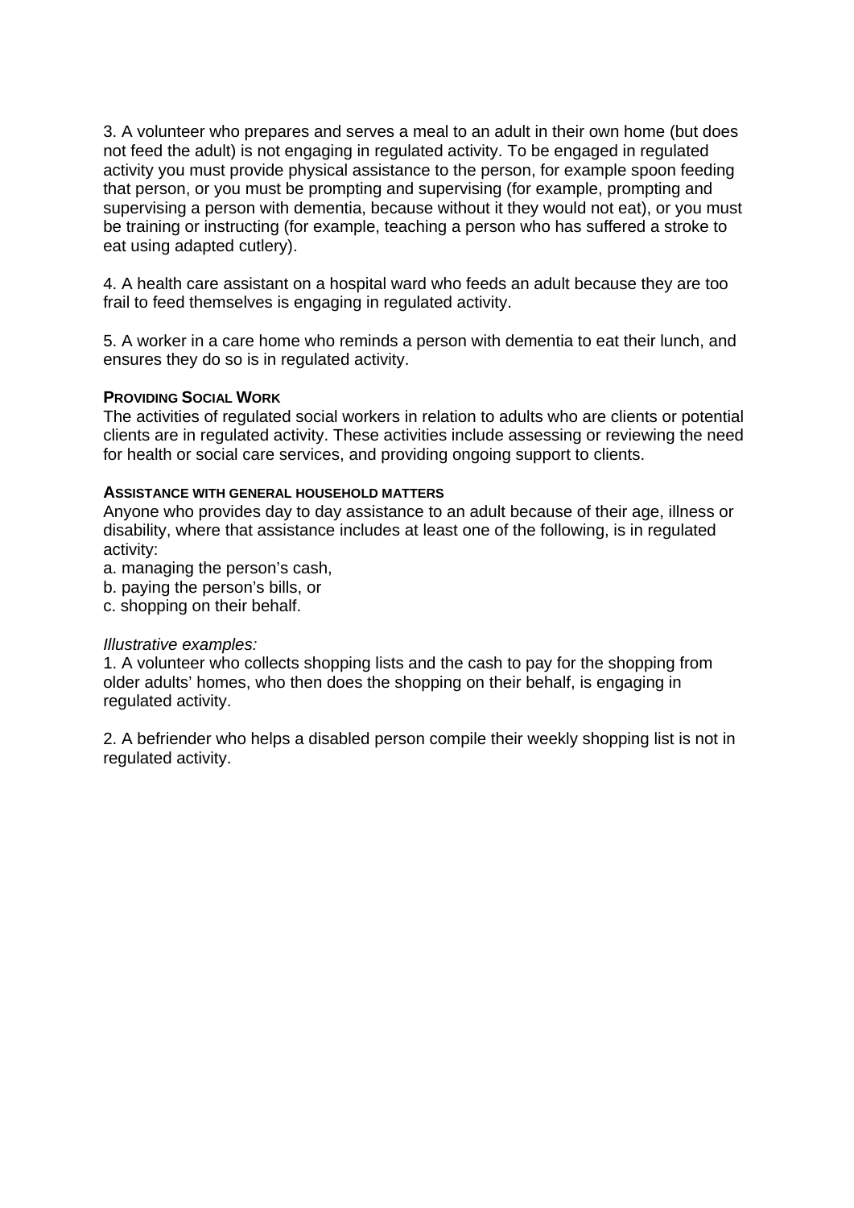3. A volunteer who prepares and serves a meal to an adult in their own home (but does not feed the adult) is not engaging in regulated activity. To be engaged in regulated activity you must provide physical assistance to the person, for example spoon feeding that person, or you must be prompting and supervising (for example, prompting and supervising a person with dementia, because without it they would not eat), or you must be training or instructing (for example, teaching a person who has suffered a stroke to eat using adapted cutlery).

4. A health care assistant on a hospital ward who feeds an adult because they are too frail to feed themselves is engaging in regulated activity.

5. A worker in a care home who reminds a person with dementia to eat their lunch, and ensures they do so is in regulated activity.

#### PROVIDING SOCIAL WORK

The activities of regulated social workers in relation to adults who are clients or potential clients are in regulated activity. These activities include assessing or reviewing the need for health or social care services, and providing ongoing support to clients.

#### ASSISTANCE WITH GENERAL HOUSEHOLD MATTERS

Anyone who provides day to day assistance to an adult because of their age, illness or disability, where that assistance includes at least one of the following, is in regulated activity:

a. managing the person's cash,
b. paying the person's bills, or
c. shopping on their behalf.

*Illustrative examples:*

1. A volunteer who collects shopping lists and the cash to pay for the shopping from older adults' homes, who then does the shopping on their behalf, is engaging in regulated activity.

2. A befriender who helps a disabled person compile their weekly shopping list is not in regulated activity.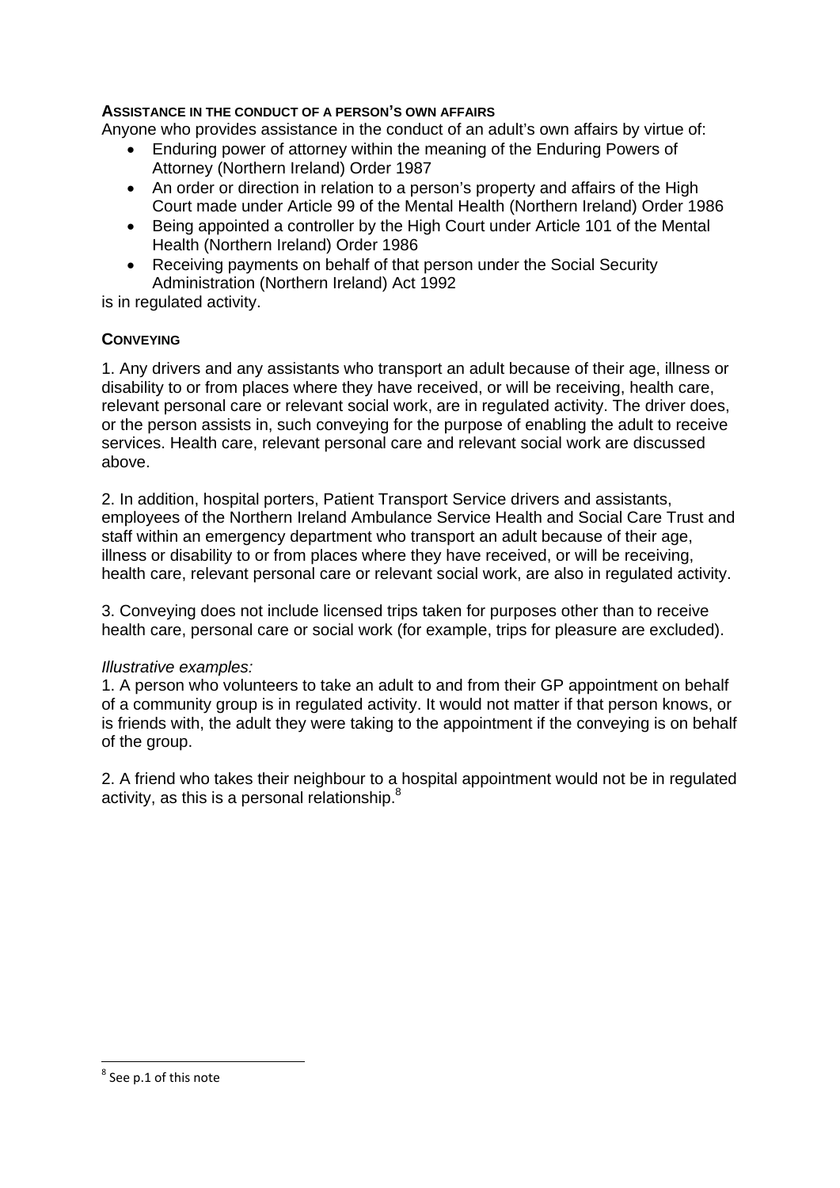**ASSISTANCE IN THE CONDUCT OF A PERSON'S OWN AFFAIRS**

Anyone who provides assistance in the conduct of an adult's own affairs by virtue of:

- Enduring power of attorney within the meaning of the Enduring Powers of Attorney (Northern Ireland) Order 1987
- An order or direction in relation to a person's property and affairs of the High Court made under Article 99 of the Mental Health (Northern Ireland) Order 1986
- Being appointed a controller by the High Court under Article 101 of the Mental Health (Northern Ireland) Order 1986
- Receiving payments on behalf of that person under the Social Security Administration (Northern Ireland) Act 1992

is in regulated activity.

**CONVEYING**

1. Any drivers and any assistants who transport an adult because of their age, illness or disability to or from places where they have received, or will be receiving, health care, relevant personal care or relevant social work, are in regulated activity. The driver does, or the person assists in, such conveying for the purpose of enabling the adult to receive services. Health care, relevant personal care and relevant social work are discussed above.

2. In addition, hospital porters, Patient Transport Service drivers and assistants, employees of the Northern Ireland Ambulance Service Health and Social Care Trust and staff within an emergency department who transport an adult because of their age, illness or disability to or from places where they have received, or will be receiving, health care, relevant personal care or relevant social work, are also in regulated activity.

3. Conveying does not include licensed trips taken for purposes other than to receive health care, personal care or social work (for example, trips for pleasure are excluded).

*Illustrative examples:*

1. A person who volunteers to take an adult to and from their GP appointment on behalf of a community group is in regulated activity. It would not matter if that person knows, or is friends with, the adult they were taking to the appointment if the conveying is on behalf of the group.

2. A friend who takes their neighbour to a hospital appointment would not be in regulated activity, as this is a personal relationship.[8]

[8] See p.1 of this note